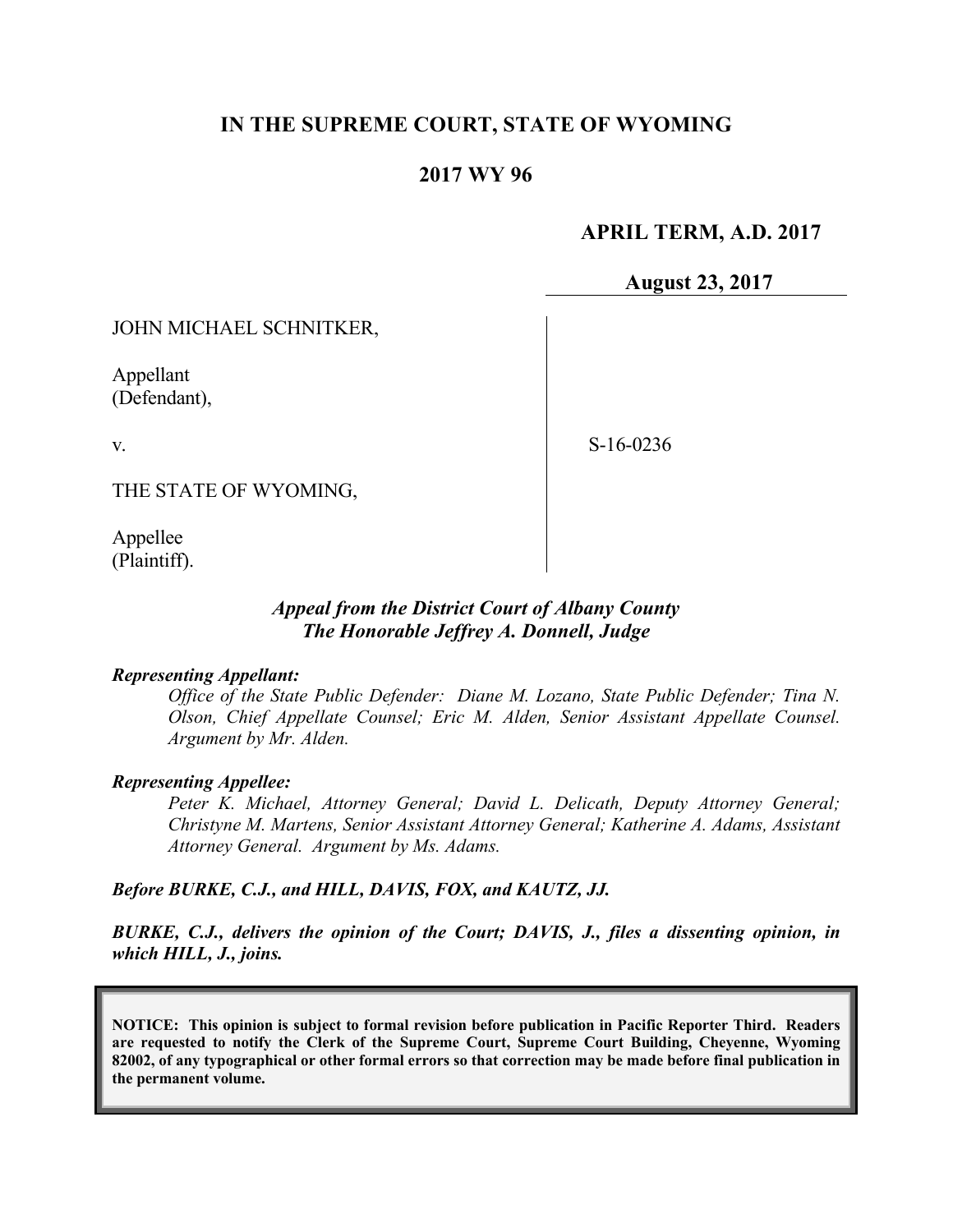# IN THE SUPREME COURT, STATE OF WYOMING

## 2017 WY 96

**APRIL TERM, A.D. 2017**

**August 23, 2017**

| | |
|---|---|
| JOHN MICHAEL SCHNITKER,<br><br>Appellant<br>(Defendant),<br><br>v.<br><br>THE STATE OF WYOMING,<br><br>Appellee<br>(Plaintiff). | S-16-0236 |

***Appeal from the District Court of Albany County***
***The Honorable Jeffrey A. Donnell, Judge***

***Representing Appellant:***

*Office of the State Public Defender: Diane M. Lozano, State Public Defender; Tina N. Olson, Chief Appellate Counsel; Eric M. Alden, Senior Assistant Appellate Counsel. Argument by Mr. Alden.*

***Representing Appellee:***

*Peter K. Michael, Attorney General; David L. Delicath, Deputy Attorney General; Christyne M. Martens, Senior Assistant Attorney General; Katherine A. Adams, Assistant Attorney General. Argument by Ms. Adams.*

***Before BURKE, C.J., and HILL, DAVIS, FOX, and KAUTZ, JJ.***

***BURKE, C.J., delivers the opinion of the Court; DAVIS, J., files a dissenting opinion, in which HILL, J., joins.***

**NOTICE: This opinion is subject to formal revision before publication in Pacific Reporter Third. Readers are requested to notify the Clerk of the Supreme Court, Supreme Court Building, Cheyenne, Wyoming 82002, of any typographical or other formal errors so that correction may be made before final publication in the permanent volume.**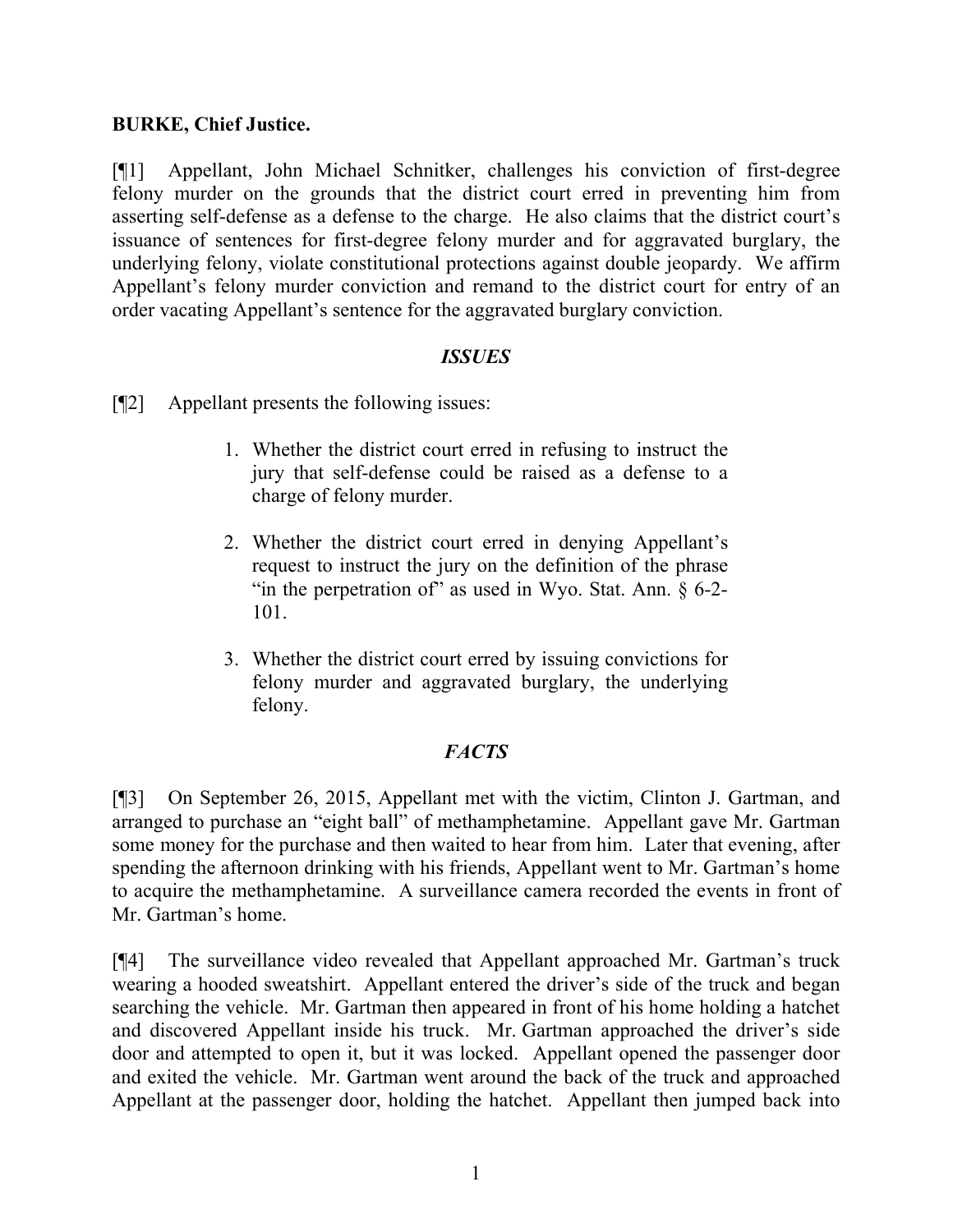**BURKE, Chief Justice.**

[¶1] Appellant, John Michael Schnitker, challenges his conviction of first-degree felony murder on the grounds that the district court erred in preventing him from asserting self-defense as a defense to the charge. He also claims that the district court's issuance of sentences for first-degree felony murder and for aggravated burglary, the underlying felony, violate constitutional protections against double jeopardy. We affirm Appellant's felony murder conviction and remand to the district court for entry of an order vacating Appellant's sentence for the aggravated burglary conviction.

## *ISSUES*

[¶2] Appellant presents the following issues:

> 1. Whether the district court erred in refusing to instruct the jury that self-defense could be raised as a defense to a charge of felony murder.
>
> 2. Whether the district court erred in denying Appellant's request to instruct the jury on the definition of the phrase "in the perpetration of" as used in Wyo. Stat. Ann. § 6-2-101.
>
> 3. Whether the district court erred by issuing convictions for felony murder and aggravated burglary, the underlying felony.

## *FACTS*

[¶3] On September 26, 2015, Appellant met with the victim, Clinton J. Gartman, and arranged to purchase an "eight ball" of methamphetamine. Appellant gave Mr. Gartman some money for the purchase and then waited to hear from him. Later that evening, after spending the afternoon drinking with his friends, Appellant went to Mr. Gartman's home to acquire the methamphetamine. A surveillance camera recorded the events in front of Mr. Gartman's home.

[¶4] The surveillance video revealed that Appellant approached Mr. Gartman's truck wearing a hooded sweatshirt. Appellant entered the driver's side of the truck and began searching the vehicle. Mr. Gartman then appeared in front of his home holding a hatchet and discovered Appellant inside his truck. Mr. Gartman approached the driver's side door and attempted to open it, but it was locked. Appellant opened the passenger door and exited the vehicle. Mr. Gartman went around the back of the truck and approached Appellant at the passenger door, holding the hatchet. Appellant then jumped back into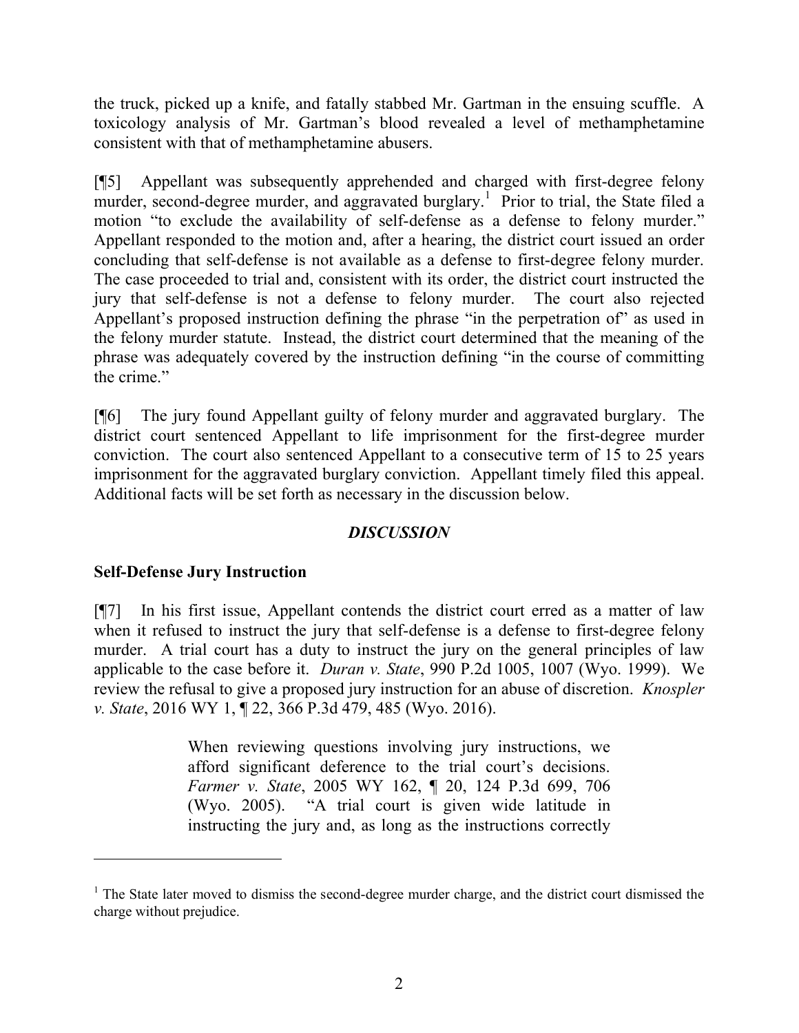the truck, picked up a knife, and fatally stabbed Mr. Gartman in the ensuing scuffle. A toxicology analysis of Mr. Gartman's blood revealed a level of methamphetamine consistent with that of methamphetamine abusers.

[¶5] Appellant was subsequently apprehended and charged with first-degree felony murder, second-degree murder, and aggravated burglary.[1] Prior to trial, the State filed a motion "to exclude the availability of self-defense as a defense to felony murder." Appellant responded to the motion and, after a hearing, the district court issued an order concluding that self-defense is not available as a defense to first-degree felony murder. The case proceeded to trial and, consistent with its order, the district court instructed the jury that self-defense is not a defense to felony murder. The court also rejected Appellant's proposed instruction defining the phrase "in the perpetration of" as used in the felony murder statute. Instead, the district court determined that the meaning of the phrase was adequately covered by the instruction defining "in the course of committing the crime."

[¶6] The jury found Appellant guilty of felony murder and aggravated burglary. The district court sentenced Appellant to life imprisonment for the first-degree murder conviction. The court also sentenced Appellant to a consecutive term of 15 to 25 years imprisonment for the aggravated burglary conviction. Appellant timely filed this appeal. Additional facts will be set forth as necessary in the discussion below.

## *DISCUSSION*

### Self-Defense Jury Instruction

[¶7] In his first issue, Appellant contends the district court erred as a matter of law when it refused to instruct the jury that self-defense is a defense to first-degree felony murder. A trial court has a duty to instruct the jury on the general principles of law applicable to the case before it. *Duran v. State*, 990 P.2d 1005, 1007 (Wyo. 1999). We review the refusal to give a proposed jury instruction for an abuse of discretion. *Knospler v. State*, 2016 WY 1, ¶ 22, 366 P.3d 479, 485 (Wyo. 2016).

> When reviewing questions involving jury instructions, we afford significant deference to the trial court's decisions. *Farmer v. State*, 2005 WY 162, ¶ 20, 124 P.3d 699, 706 (Wyo. 2005). "A trial court is given wide latitude in instructing the jury and, as long as the instructions correctly

---

[1] The State later moved to dismiss the second-degree murder charge, and the district court dismissed the charge without prejudice.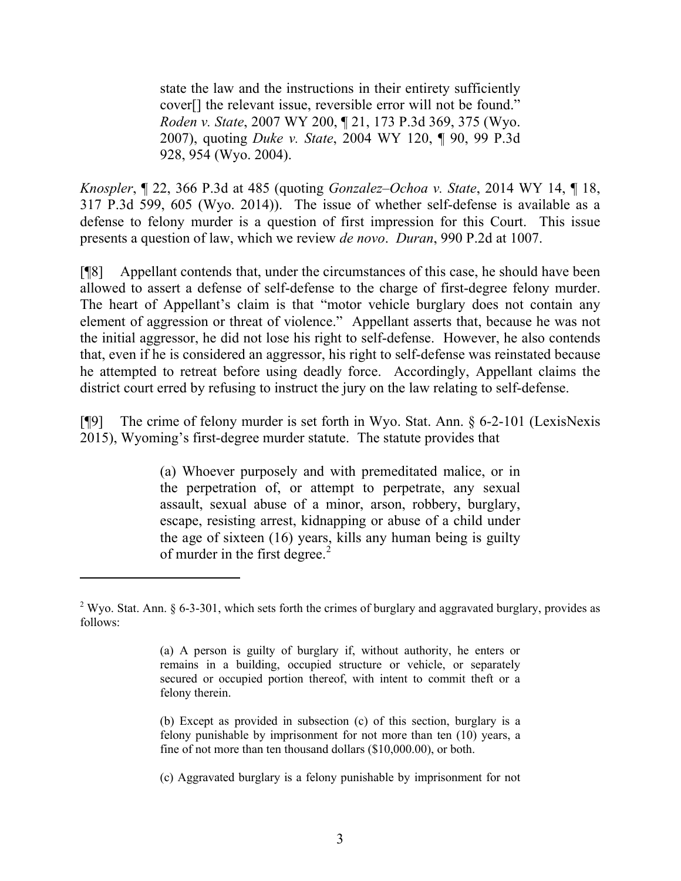> state the law and the instructions in their entirety sufficiently cover[] the relevant issue, reversible error will not be found." *Roden v. State*, 2007 WY 200, ¶ 21, 173 P.3d 369, 375 (Wyo. 2007), quoting *Duke v. State*, 2004 WY 120, ¶ 90, 99 P.3d 928, 954 (Wyo. 2004).

*Knospler*, ¶ 22, 366 P.3d at 485 (quoting *Gonzalez–Ochoa v. State*, 2014 WY 14, ¶ 18, 317 P.3d 599, 605 (Wyo. 2014)). The issue of whether self-defense is available as a defense to felony murder is a question of first impression for this Court. This issue presents a question of law, which we review *de novo*. *Duran*, 990 P.2d at 1007.

[¶8] Appellant contends that, under the circumstances of this case, he should have been allowed to assert a defense of self-defense to the charge of first-degree felony murder. The heart of Appellant's claim is that "motor vehicle burglary does not contain any element of aggression or threat of violence." Appellant asserts that, because he was not the initial aggressor, he did not lose his right to self-defense. However, he also contends that, even if he is considered an aggressor, his right to self-defense was reinstated because he attempted to retreat before using deadly force. Accordingly, Appellant claims the district court erred by refusing to instruct the jury on the law relating to self-defense.

[¶9] The crime of felony murder is set forth in Wyo. Stat. Ann. § 6-2-101 (LexisNexis 2015), Wyoming's first-degree murder statute. The statute provides that

> (a) Whoever purposely and with premeditated malice, or in the perpetration of, or attempt to perpetrate, any sexual assault, sexual abuse of a minor, arson, robbery, burglary, escape, resisting arrest, kidnapping or abuse of a child under the age of sixteen (16) years, kills any human being is guilty of murder in the first degree.[2]

---

[2] Wyo. Stat. Ann. § 6-3-301, which sets forth the crimes of burglary and aggravated burglary, provides as follows:

> (a) A person is guilty of burglary if, without authority, he enters or remains in a building, occupied structure or vehicle, or separately secured or occupied portion thereof, with intent to commit theft or a felony therein.
>
> (b) Except as provided in subsection (c) of this section, burglary is a felony punishable by imprisonment for not more than ten (10) years, a fine of not more than ten thousand dollars ($10,000.00), or both.
>
> (c) Aggravated burglary is a felony punishable by imprisonment for not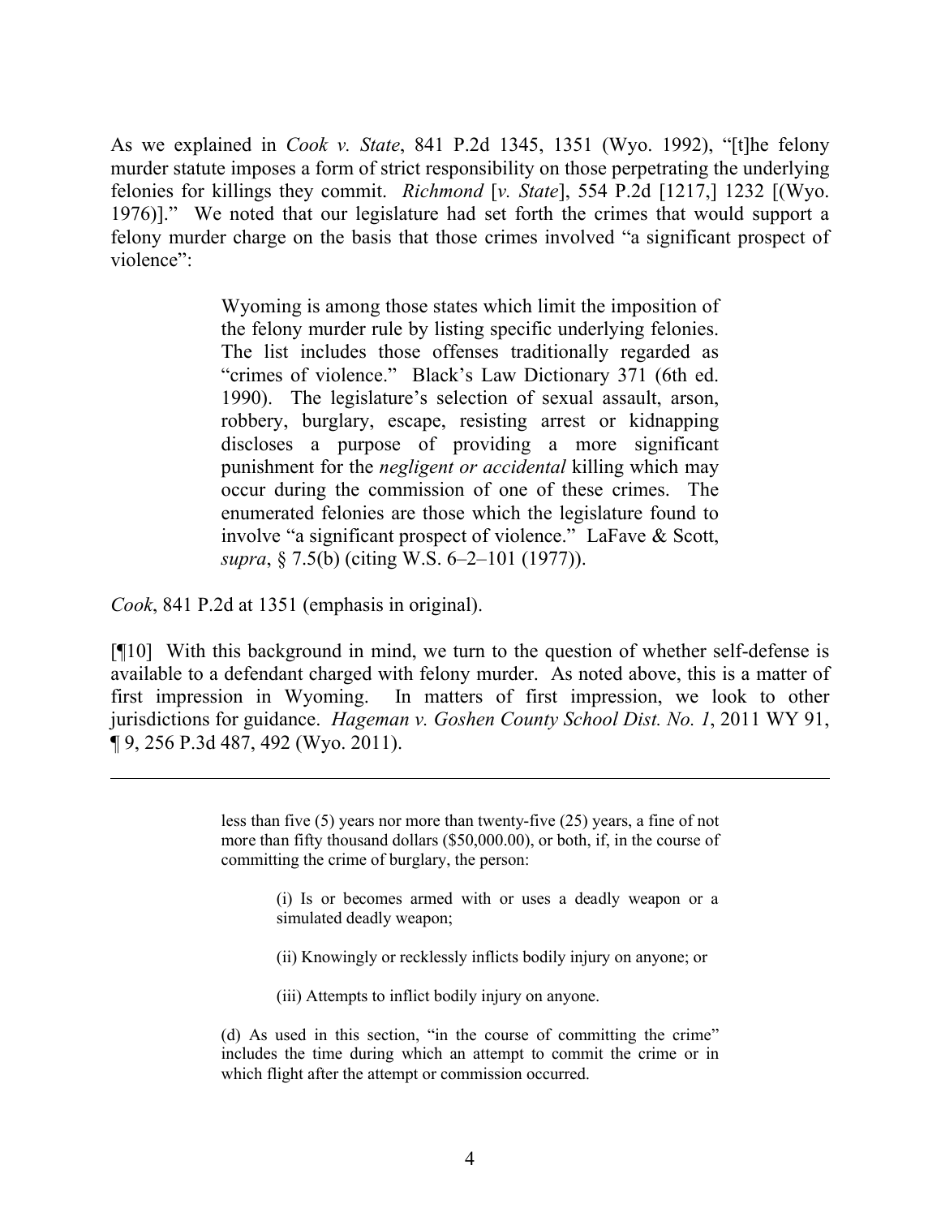As we explained in *Cook v. State*, 841 P.2d 1345, 1351 (Wyo. 1992), "[t]he felony murder statute imposes a form of strict responsibility on those perpetrating the underlying felonies for killings they commit. *Richmond* [*v. State*], 554 P.2d [1217,] 1232 [(Wyo. 1976)]." We noted that our legislature had set forth the crimes that would support a felony murder charge on the basis that those crimes involved "a significant prospect of violence":

> Wyoming is among those states which limit the imposition of the felony murder rule by listing specific underlying felonies. The list includes those offenses traditionally regarded as "crimes of violence." Black's Law Dictionary 371 (6th ed. 1990). The legislature's selection of sexual assault, arson, robbery, burglary, escape, resisting arrest or kidnapping discloses a purpose of providing a more significant punishment for the *negligent or accidental* killing which may occur during the commission of one of these crimes. The enumerated felonies are those which the legislature found to involve "a significant prospect of violence." LaFave & Scott, *supra*, § 7.5(b) (citing W.S. 6–2–101 (1977)).

*Cook*, 841 P.2d at 1351 (emphasis in original).

[¶10] With this background in mind, we turn to the question of whether self-defense is available to a defendant charged with felony murder. As noted above, this is a matter of first impression in Wyoming. In matters of first impression, we look to other jurisdictions for guidance. *Hageman v. Goshen County School Dist. No. 1*, 2011 WY 91, ¶ 9, 256 P.3d 487, 492 (Wyo. 2011).

---

> less than five (5) years nor more than twenty-five (25) years, a fine of not more than fifty thousand dollars ($50,000.00), or both, if, in the course of committing the crime of burglary, the person:
>
> > (i) Is or becomes armed with or uses a deadly weapon or a simulated deadly weapon;
> >
> > (ii) Knowingly or recklessly inflicts bodily injury on anyone; or
> >
> > (iii) Attempts to inflict bodily injury on anyone.
>
> (d) As used in this section, "in the course of committing the crime" includes the time during which an attempt to commit the crime or in which flight after the attempt or commission occurred.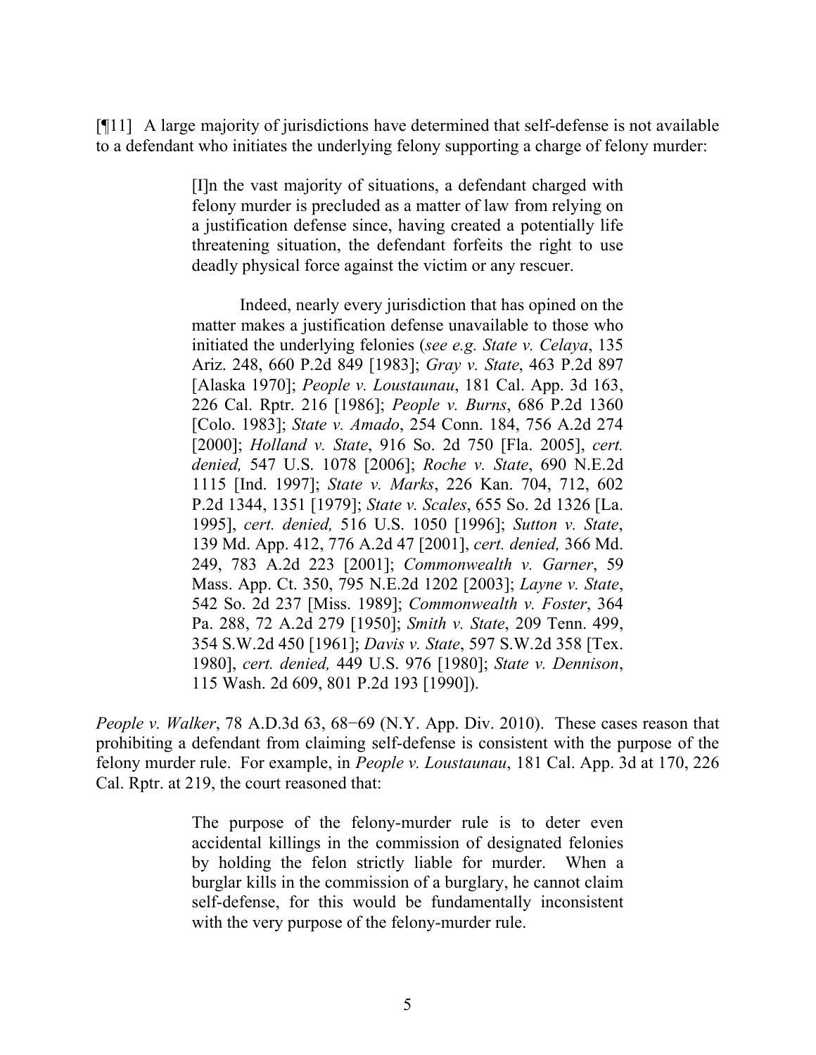[¶11] A large majority of jurisdictions have determined that self-defense is not available to a defendant who initiates the underlying felony supporting a charge of felony murder:

> [I]n the vast majority of situations, a defendant charged with felony murder is precluded as a matter of law from relying on a justification defense since, having created a potentially life threatening situation, the defendant forfeits the right to use deadly physical force against the victim or any rescuer.
>
> Indeed, nearly every jurisdiction that has opined on the matter makes a justification defense unavailable to those who initiated the underlying felonies (*see e.g. State v. Celaya*, 135 Ariz. 248, 660 P.2d 849 [1983]; *Gray v. State*, 463 P.2d 897 [Alaska 1970]; *People v. Loustaunau*, 181 Cal. App. 3d 163, 226 Cal. Rptr. 216 [1986]; *People v. Burns*, 686 P.2d 1360 [Colo. 1983]; *State v. Amado*, 254 Conn. 184, 756 A.2d 274 [2000]; *Holland v. State*, 916 So. 2d 750 [Fla. 2005], *cert. denied,* 547 U.S. 1078 [2006]; *Roche v. State*, 690 N.E.2d 1115 [Ind. 1997]; *State v. Marks*, 226 Kan. 704, 712, 602 P.2d 1344, 1351 [1979]; *State v. Scales*, 655 So. 2d 1326 [La. 1995], *cert. denied,* 516 U.S. 1050 [1996]; *Sutton v. State*, 139 Md. App. 412, 776 A.2d 47 [2001], *cert. denied,* 366 Md. 249, 783 A.2d 223 [2001]; *Commonwealth v. Garner*, 59 Mass. App. Ct. 350, 795 N.E.2d 1202 [2003]; *Layne v. State*, 542 So. 2d 237 [Miss. 1989]; *Commonwealth v. Foster*, 364 Pa. 288, 72 A.2d 279 [1950]; *Smith v. State*, 209 Tenn. 499, 354 S.W.2d 450 [1961]; *Davis v. State*, 597 S.W.2d 358 [Tex. 1980], *cert. denied,* 449 U.S. 976 [1980]; *State v. Dennison*, 115 Wash. 2d 609, 801 P.2d 193 [1990]).

*People v. Walker*, 78 A.D.3d 63, 68−69 (N.Y. App. Div. 2010). These cases reason that prohibiting a defendant from claiming self-defense is consistent with the purpose of the felony murder rule. For example, in *People v. Loustaunau*, 181 Cal. App. 3d at 170, 226 Cal. Rptr. at 219, the court reasoned that:

> The purpose of the felony-murder rule is to deter even accidental killings in the commission of designated felonies by holding the felon strictly liable for murder. When a burglar kills in the commission of a burglary, he cannot claim self-defense, for this would be fundamentally inconsistent with the very purpose of the felony-murder rule.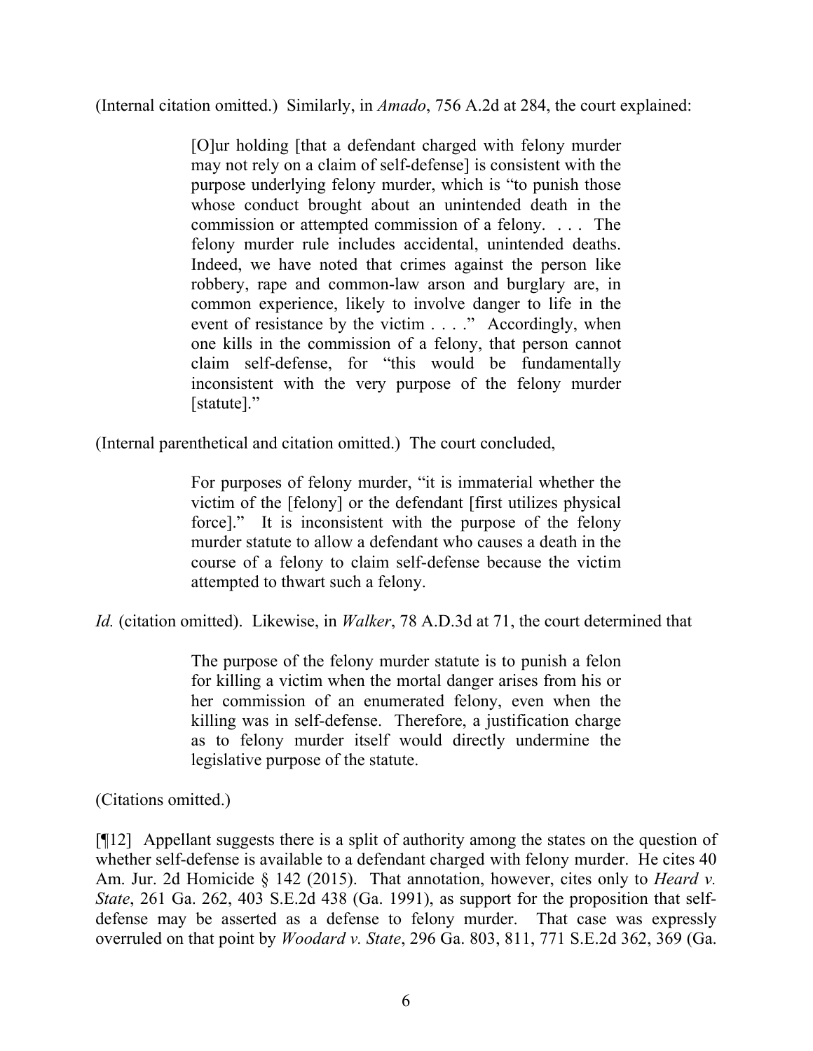(Internal citation omitted.) Similarly, in *Amado*, 756 A.2d at 284, the court explained:

> [O]ur holding [that a defendant charged with felony murder may not rely on a claim of self-defense] is consistent with the purpose underlying felony murder, which is "to punish those whose conduct brought about an unintended death in the commission or attempted commission of a felony. . . . The felony murder rule includes accidental, unintended deaths. Indeed, we have noted that crimes against the person like robbery, rape and common-law arson and burglary are, in common experience, likely to involve danger to life in the event of resistance by the victim . . . ." Accordingly, when one kills in the commission of a felony, that person cannot claim self-defense, for "this would be fundamentally inconsistent with the very purpose of the felony murder [statute]."

(Internal parenthetical and citation omitted.) The court concluded,

> For purposes of felony murder, "it is immaterial whether the victim of the [felony] or the defendant [first utilizes physical force]." It is inconsistent with the purpose of the felony murder statute to allow a defendant who causes a death in the course of a felony to claim self-defense because the victim attempted to thwart such a felony.

*Id.* (citation omitted). Likewise, in *Walker*, 78 A.D.3d at 71, the court determined that

> The purpose of the felony murder statute is to punish a felon for killing a victim when the mortal danger arises from his or her commission of an enumerated felony, even when the killing was in self-defense. Therefore, a justification charge as to felony murder itself would directly undermine the legislative purpose of the statute.

(Citations omitted.)

[¶12] Appellant suggests there is a split of authority among the states on the question of whether self-defense is available to a defendant charged with felony murder. He cites 40 Am. Jur. 2d Homicide § 142 (2015). That annotation, however, cites only to *Heard v. State*, 261 Ga. 262, 403 S.E.2d 438 (Ga. 1991), as support for the proposition that self-defense may be asserted as a defense to felony murder. That case was expressly overruled on that point by *Woodard v. State*, 296 Ga. 803, 811, 771 S.E.2d 362, 369 (Ga.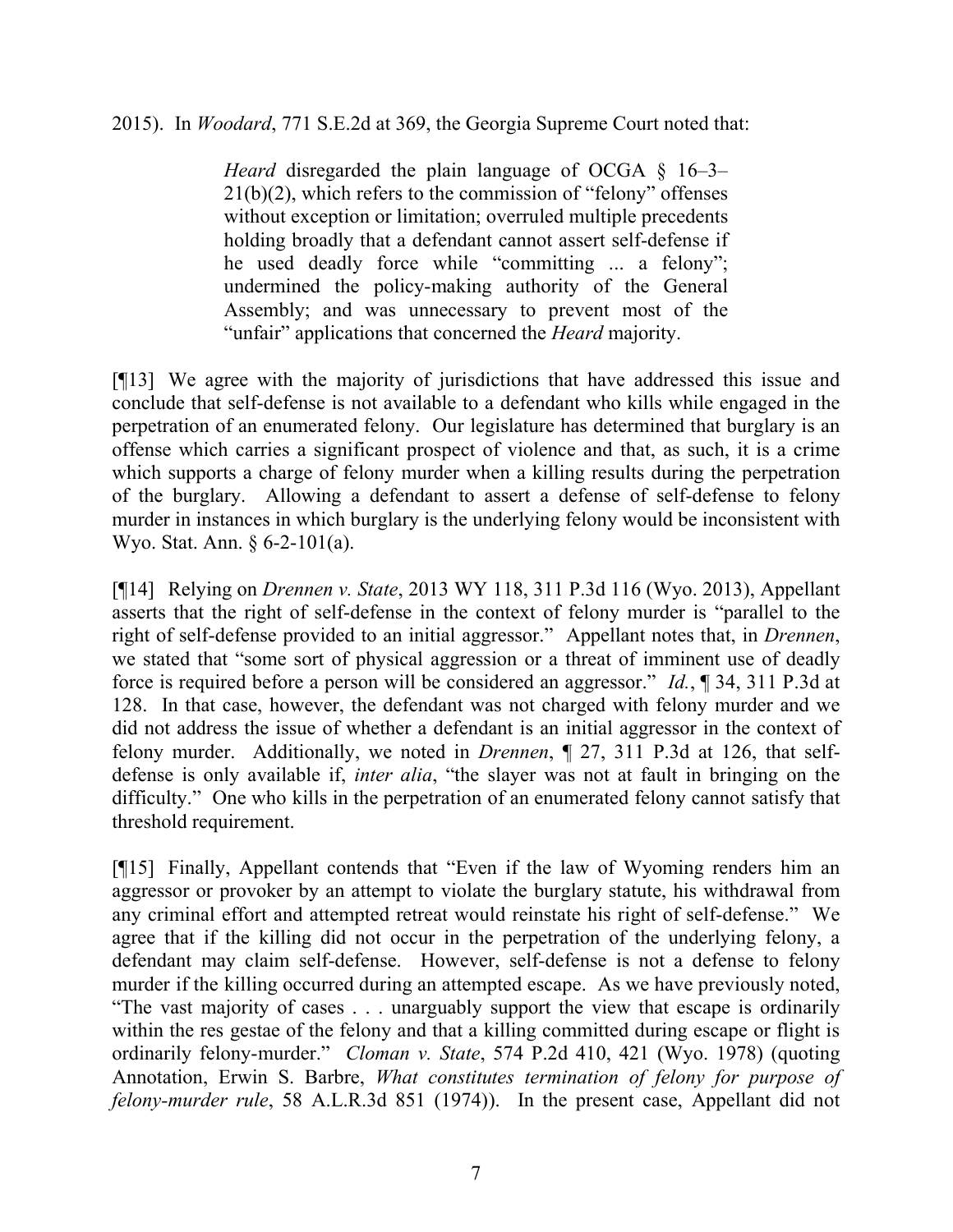2015). In *Woodard*, 771 S.E.2d at 369, the Georgia Supreme Court noted that:

> *Heard* disregarded the plain language of OCGA § 16–3–21(b)(2), which refers to the commission of "felony" offenses without exception or limitation; overruled multiple precedents holding broadly that a defendant cannot assert self-defense if he used deadly force while "committing ... a felony"; undermined the policy-making authority of the General Assembly; and was unnecessary to prevent most of the "unfair" applications that concerned the *Heard* majority.

[¶13] We agree with the majority of jurisdictions that have addressed this issue and conclude that self-defense is not available to a defendant who kills while engaged in the perpetration of an enumerated felony. Our legislature has determined that burglary is an offense which carries a significant prospect of violence and that, as such, it is a crime which supports a charge of felony murder when a killing results during the perpetration of the burglary. Allowing a defendant to assert a defense of self-defense to felony murder in instances in which burglary is the underlying felony would be inconsistent with Wyo. Stat. Ann. § 6-2-101(a).

[¶14] Relying on *Drennen v. State*, 2013 WY 118, 311 P.3d 116 (Wyo. 2013), Appellant asserts that the right of self-defense in the context of felony murder is "parallel to the right of self-defense provided to an initial aggressor." Appellant notes that, in *Drennen*, we stated that "some sort of physical aggression or a threat of imminent use of deadly force is required before a person will be considered an aggressor." *Id.*, ¶ 34, 311 P.3d at 128. In that case, however, the defendant was not charged with felony murder and we did not address the issue of whether a defendant is an initial aggressor in the context of felony murder. Additionally, we noted in *Drennen*, ¶ 27, 311 P.3d at 126, that self-defense is only available if, *inter alia*, "the slayer was not at fault in bringing on the difficulty." One who kills in the perpetration of an enumerated felony cannot satisfy that threshold requirement.

[¶15] Finally, Appellant contends that "Even if the law of Wyoming renders him an aggressor or provoker by an attempt to violate the burglary statute, his withdrawal from any criminal effort and attempted retreat would reinstate his right of self-defense." We agree that if the killing did not occur in the perpetration of the underlying felony, a defendant may claim self-defense. However, self-defense is not a defense to felony murder if the killing occurred during an attempted escape. As we have previously noted, "The vast majority of cases . . . unarguably support the view that escape is ordinarily within the res gestae of the felony and that a killing committed during escape or flight is ordinarily felony-murder." *Cloman v. State*, 574 P.2d 410, 421 (Wyo. 1978) (quoting Annotation, Erwin S. Barbre, *What constitutes termination of felony for purpose of felony-murder rule*, 58 A.L.R.3d 851 (1974)). In the present case, Appellant did not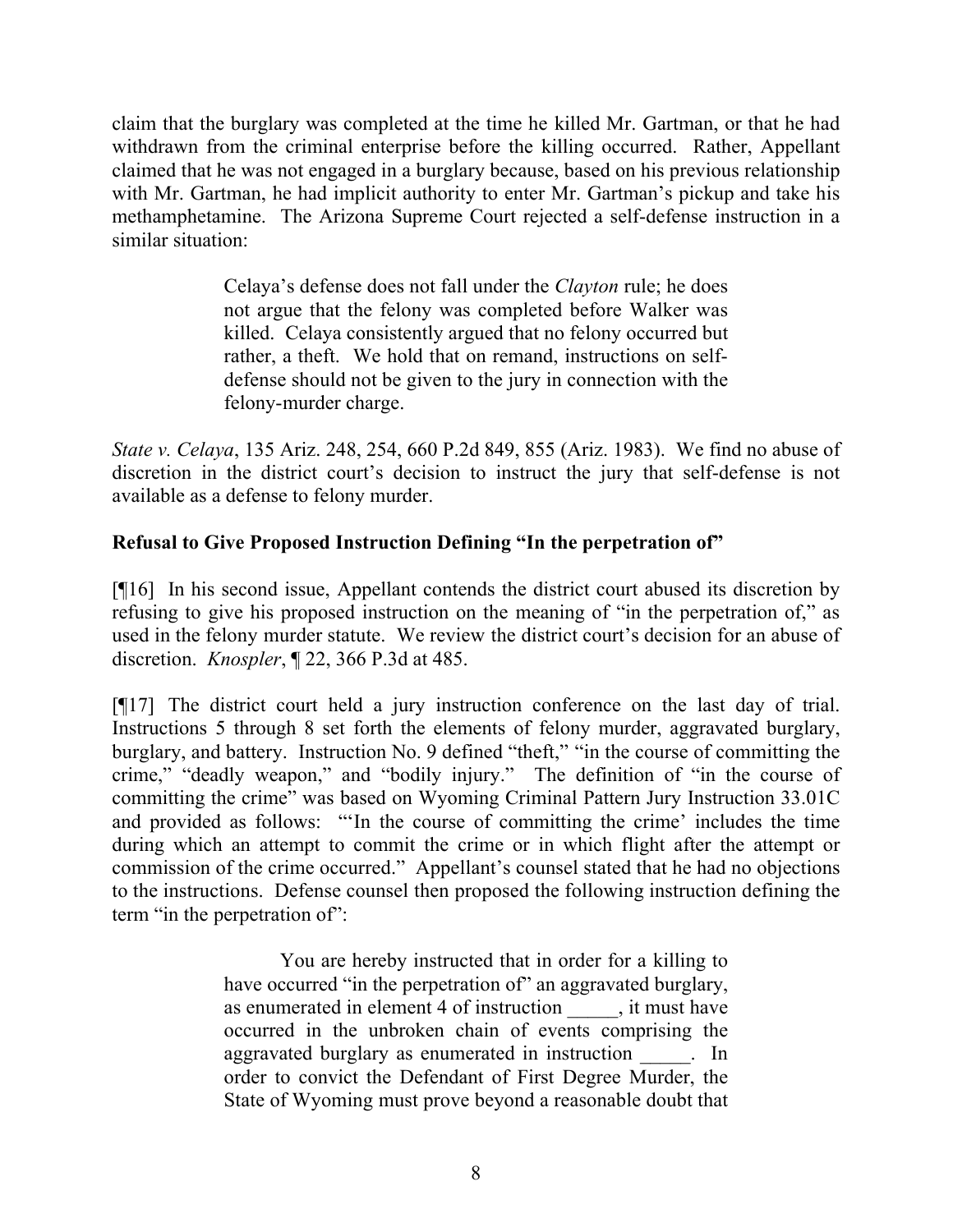claim that the burglary was completed at the time he killed Mr. Gartman, or that he had withdrawn from the criminal enterprise before the killing occurred. Rather, Appellant claimed that he was not engaged in a burglary because, based on his previous relationship with Mr. Gartman, he had implicit authority to enter Mr. Gartman's pickup and take his methamphetamine. The Arizona Supreme Court rejected a self-defense instruction in a similar situation:

> Celaya's defense does not fall under the *Clayton* rule; he does not argue that the felony was completed before Walker was killed. Celaya consistently argued that no felony occurred but rather, a theft. We hold that on remand, instructions on self-defense should not be given to the jury in connection with the felony-murder charge.

*State v. Celaya*, 135 Ariz. 248, 254, 660 P.2d 849, 855 (Ariz. 1983). We find no abuse of discretion in the district court's decision to instruct the jury that self-defense is not available as a defense to felony murder.

**Refusal to Give Proposed Instruction Defining "In the perpetration of"**

[¶16] In his second issue, Appellant contends the district court abused its discretion by refusing to give his proposed instruction on the meaning of "in the perpetration of," as used in the felony murder statute. We review the district court's decision for an abuse of discretion. *Knospler*, ¶ 22, 366 P.3d at 485.

[¶17] The district court held a jury instruction conference on the last day of trial. Instructions 5 through 8 set forth the elements of felony murder, aggravated burglary, burglary, and battery. Instruction No. 9 defined "theft," "in the course of committing the crime," "deadly weapon," and "bodily injury." The definition of "in the course of committing the crime" was based on Wyoming Criminal Pattern Jury Instruction 33.01C and provided as follows: "'In the course of committing the crime' includes the time during which an attempt to commit the crime or in which flight after the attempt or commission of the crime occurred." Appellant's counsel stated that he had no objections to the instructions. Defense counsel then proposed the following instruction defining the term "in the perpetration of":

> You are hereby instructed that in order for a killing to have occurred "in the perpetration of" an aggravated burglary, as enumerated in element 4 of instruction _____, it must have occurred in the unbroken chain of events comprising the aggravated burglary as enumerated in instruction _____. In order to convict the Defendant of First Degree Murder, the State of Wyoming must prove beyond a reasonable doubt that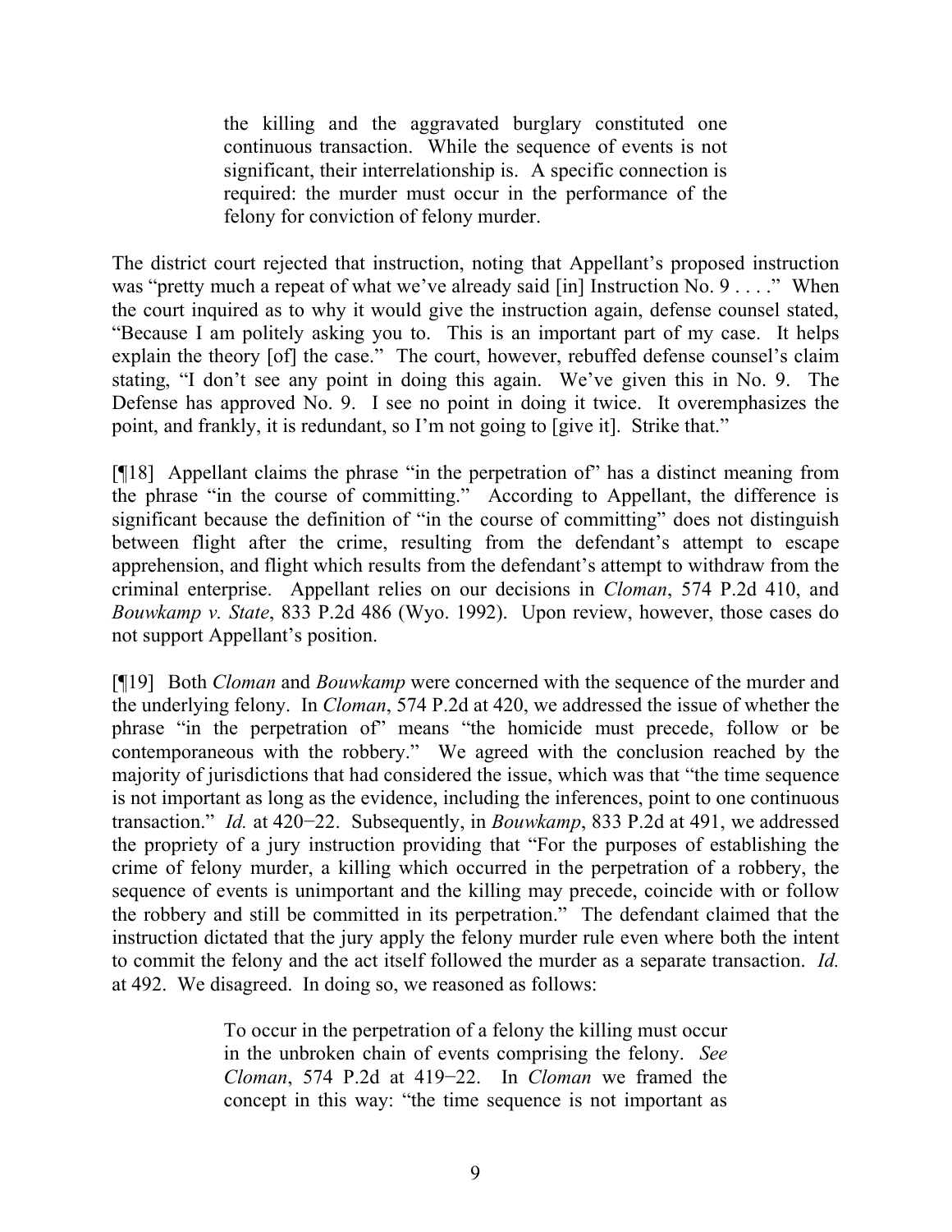> the killing and the aggravated burglary constituted one continuous transaction. While the sequence of events is not significant, their interrelationship is. A specific connection is required: the murder must occur in the performance of the felony for conviction of felony murder.

The district court rejected that instruction, noting that Appellant's proposed instruction was "pretty much a repeat of what we've already said [in] Instruction No. 9 . . . ." When the court inquired as to why it would give the instruction again, defense counsel stated, "Because I am politely asking you to. This is an important part of my case. It helps explain the theory [of] the case." The court, however, rebuffed defense counsel's claim stating, "I don't see any point in doing this again. We've given this in No. 9. The Defense has approved No. 9. I see no point in doing it twice. It overemphasizes the point, and frankly, it is redundant, so I'm not going to [give it]. Strike that."

[¶18] Appellant claims the phrase "in the perpetration of" has a distinct meaning from the phrase "in the course of committing." According to Appellant, the difference is significant because the definition of "in the course of committing" does not distinguish between flight after the crime, resulting from the defendant's attempt to escape apprehension, and flight which results from the defendant's attempt to withdraw from the criminal enterprise. Appellant relies on our decisions in *Cloman*, 574 P.2d 410, and *Bouwkamp v. State*, 833 P.2d 486 (Wyo. 1992). Upon review, however, those cases do not support Appellant's position.

[¶19] Both *Cloman* and *Bouwkamp* were concerned with the sequence of the murder and the underlying felony. In *Cloman*, 574 P.2d at 420, we addressed the issue of whether the phrase "in the perpetration of" means "the homicide must precede, follow or be contemporaneous with the robbery." We agreed with the conclusion reached by the majority of jurisdictions that had considered the issue, which was that "the time sequence is not important as long as the evidence, including the inferences, point to one continuous transaction." *Id.* at 420−22. Subsequently, in *Bouwkamp*, 833 P.2d at 491, we addressed the propriety of a jury instruction providing that "For the purposes of establishing the crime of felony murder, a killing which occurred in the perpetration of a robbery, the sequence of events is unimportant and the killing may precede, coincide with or follow the robbery and still be committed in its perpetration." The defendant claimed that the instruction dictated that the jury apply the felony murder rule even where both the intent to commit the felony and the act itself followed the murder as a separate transaction. *Id.* at 492. We disagreed. In doing so, we reasoned as follows:

> To occur in the perpetration of a felony the killing must occur in the unbroken chain of events comprising the felony. *See Cloman*, 574 P.2d at 419−22. In *Cloman* we framed the concept in this way: "the time sequence is not important as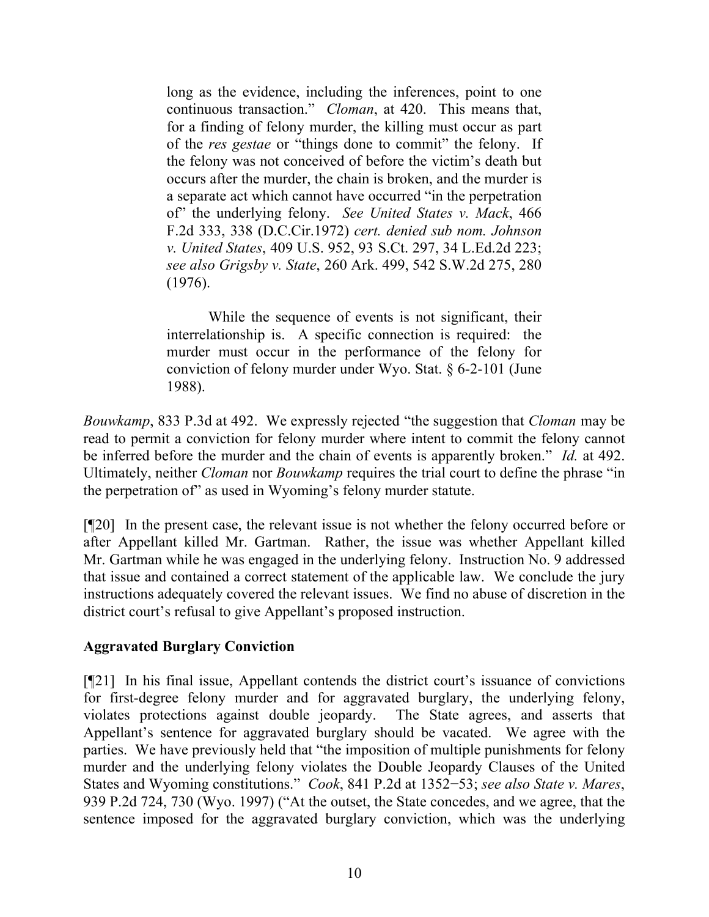> long as the evidence, including the inferences, point to one continuous transaction." *Cloman*, at 420. This means that, for a finding of felony murder, the killing must occur as part of the *res gestae* or "things done to commit" the felony. If the felony was not conceived of before the victim's death but occurs after the murder, the chain is broken, and the murder is a separate act which cannot have occurred "in the perpetration of" the underlying felony. *See United States v. Mack*, 466 F.2d 333, 338 (D.C.Cir.1972) *cert. denied sub nom. Johnson v. United States*, 409 U.S. 952, 93 S.Ct. 297, 34 L.Ed.2d 223; *see also Grigsby v. State*, 260 Ark. 499, 542 S.W.2d 275, 280 (1976).
>
> While the sequence of events is not significant, their interrelationship is. A specific connection is required: the murder must occur in the performance of the felony for conviction of felony murder under Wyo. Stat. § 6-2-101 (June 1988).

*Bouwkamp*, 833 P.3d at 492. We expressly rejected "the suggestion that *Cloman* may be read to permit a conviction for felony murder where intent to commit the felony cannot be inferred before the murder and the chain of events is apparently broken." *Id.* at 492. Ultimately, neither *Cloman* nor *Bouwkamp* requires the trial court to define the phrase "in the perpetration of" as used in Wyoming's felony murder statute.

[¶20] In the present case, the relevant issue is not whether the felony occurred before or after Appellant killed Mr. Gartman. Rather, the issue was whether Appellant killed Mr. Gartman while he was engaged in the underlying felony. Instruction No. 9 addressed that issue and contained a correct statement of the applicable law. We conclude the jury instructions adequately covered the relevant issues. We find no abuse of discretion in the district court's refusal to give Appellant's proposed instruction.

**Aggravated Burglary Conviction**

[¶21] In his final issue, Appellant contends the district court's issuance of convictions for first-degree felony murder and for aggravated burglary, the underlying felony, violates protections against double jeopardy. The State agrees, and asserts that Appellant's sentence for aggravated burglary should be vacated. We agree with the parties. We have previously held that "the imposition of multiple punishments for felony murder and the underlying felony violates the Double Jeopardy Clauses of the United States and Wyoming constitutions." *Cook*, 841 P.2d at 1352−53; *see also State v. Mares*, 939 P.2d 724, 730 (Wyo. 1997) ("At the outset, the State concedes, and we agree, that the sentence imposed for the aggravated burglary conviction, which was the underlying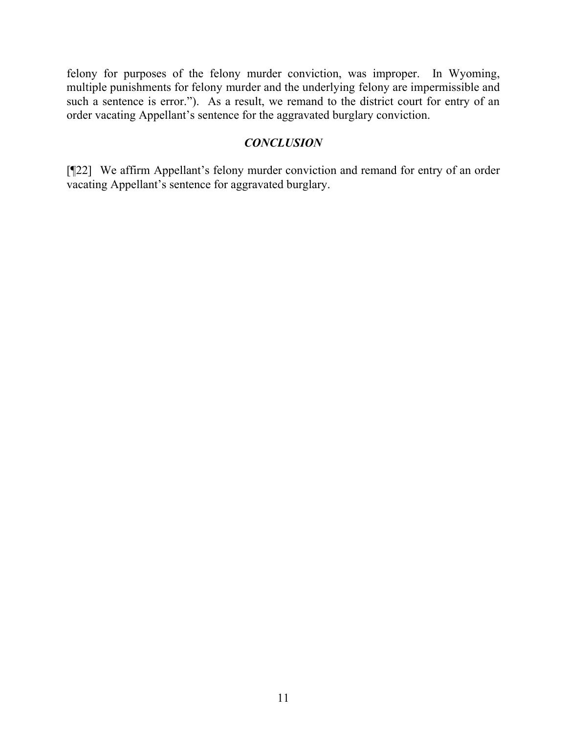felony for purposes of the felony murder conviction, was improper. In Wyoming, multiple punishments for felony murder and the underlying felony are impermissible and such a sentence is error."). As a result, we remand to the district court for entry of an order vacating Appellant's sentence for the aggravated burglary conviction.

## ***CONCLUSION***

[¶22] We affirm Appellant's felony murder conviction and remand for entry of an order vacating Appellant's sentence for aggravated burglary.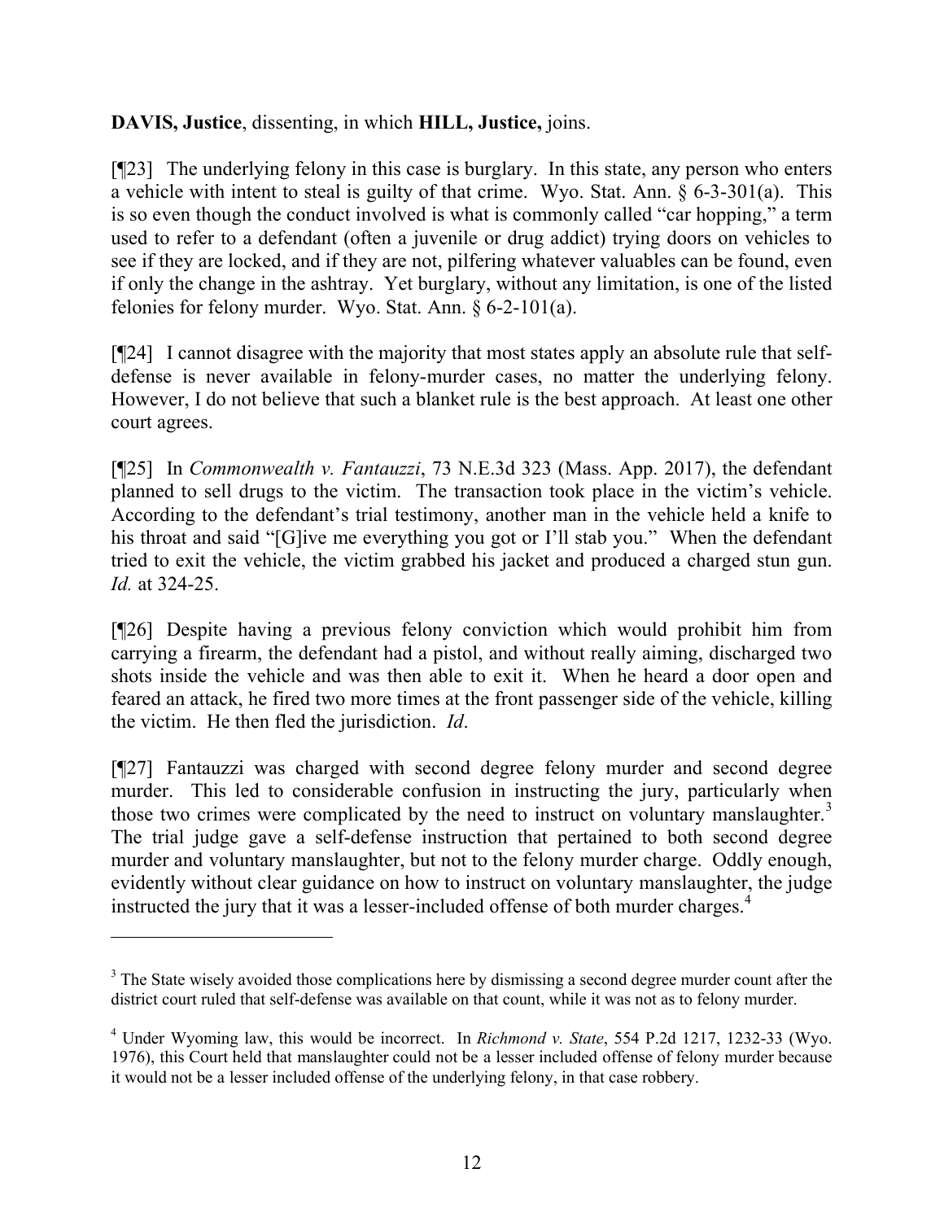**DAVIS, Justice**, dissenting, in which **HILL, Justice,** joins.

[¶23] The underlying felony in this case is burglary. In this state, any person who enters a vehicle with intent to steal is guilty of that crime. Wyo. Stat. Ann. § 6-3-301(a). This is so even though the conduct involved is what is commonly called "car hopping," a term used to refer to a defendant (often a juvenile or drug addict) trying doors on vehicles to see if they are locked, and if they are not, pilfering whatever valuables can be found, even if only the change in the ashtray. Yet burglary, without any limitation, is one of the listed felonies for felony murder. Wyo. Stat. Ann. § 6-2-101(a).

[¶24] I cannot disagree with the majority that most states apply an absolute rule that self-defense is never available in felony-murder cases, no matter the underlying felony. However, I do not believe that such a blanket rule is the best approach. At least one other court agrees.

[¶25] In *Commonwealth v. Fantauzzi*, 73 N.E.3d 323 (Mass. App. 2017), the defendant planned to sell drugs to the victim. The transaction took place in the victim's vehicle. According to the defendant's trial testimony, another man in the vehicle held a knife to his throat and said "[G]ive me everything you got or I'll stab you." When the defendant tried to exit the vehicle, the victim grabbed his jacket and produced a charged stun gun. *Id.* at 324-25.

[¶26] Despite having a previous felony conviction which would prohibit him from carrying a firearm, the defendant had a pistol, and without really aiming, discharged two shots inside the vehicle and was then able to exit it. When he heard a door open and feared an attack, he fired two more times at the front passenger side of the vehicle, killing the victim. He then fled the jurisdiction. *Id*.

[¶27] Fantauzzi was charged with second degree felony murder and second degree murder. This led to considerable confusion in instructing the jury, particularly when those two crimes were complicated by the need to instruct on voluntary manslaughter.[3] The trial judge gave a self-defense instruction that pertained to both second degree murder and voluntary manslaughter, but not to the felony murder charge. Oddly enough, evidently without clear guidance on how to instruct on voluntary manslaughter, the judge instructed the jury that it was a lesser-included offense of both murder charges.[4]

---

[3] The State wisely avoided those complications here by dismissing a second degree murder count after the district court ruled that self-defense was available on that count, while it was not as to felony murder.

[4] Under Wyoming law, this would be incorrect. In *Richmond v. State*, 554 P.2d 1217, 1232-33 (Wyo. 1976), this Court held that manslaughter could not be a lesser included offense of felony murder because it would not be a lesser included offense of the underlying felony, in that case robbery.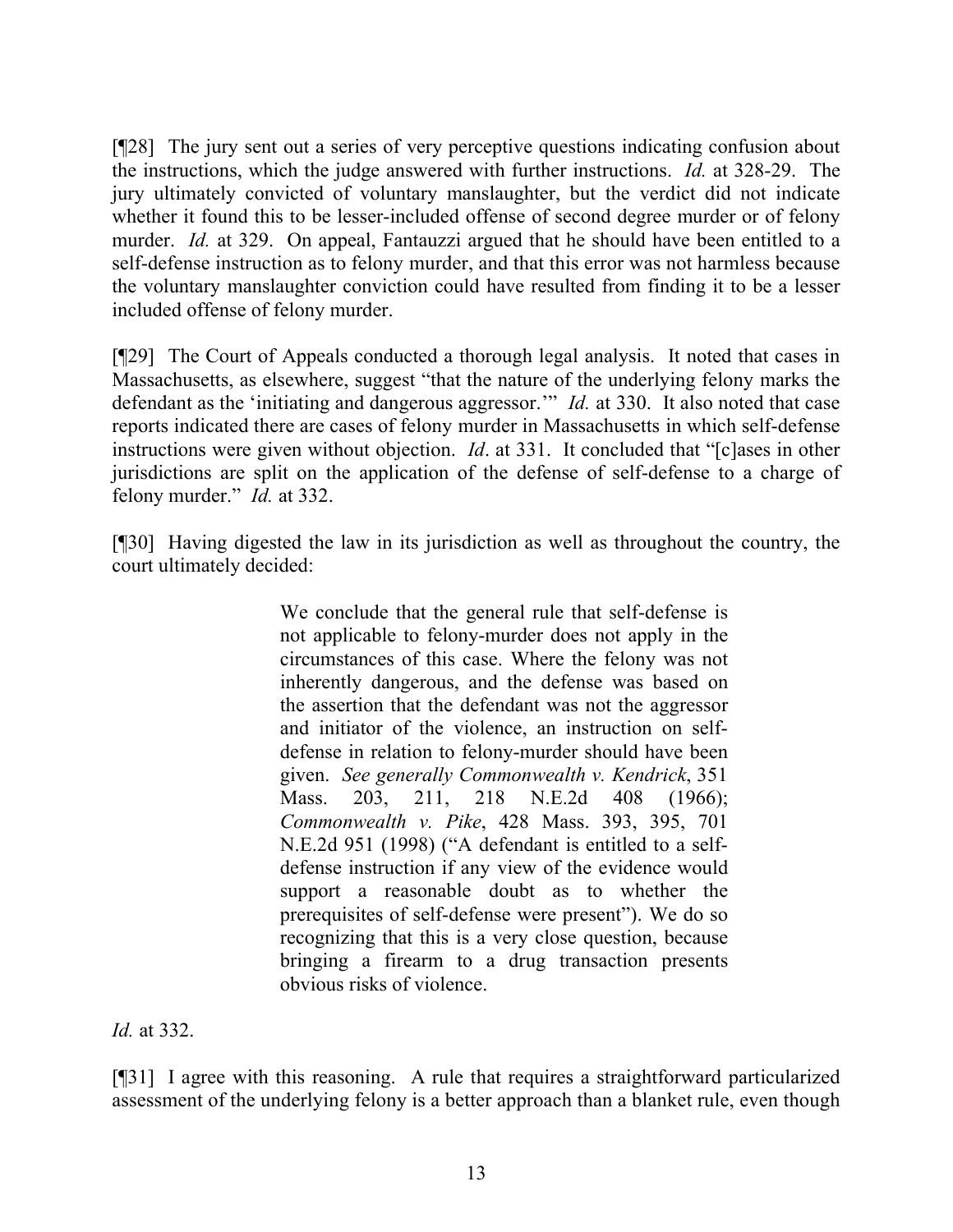[¶28] The jury sent out a series of very perceptive questions indicating confusion about the instructions, which the judge answered with further instructions. *Id.* at 328-29. The jury ultimately convicted of voluntary manslaughter, but the verdict did not indicate whether it found this to be lesser-included offense of second degree murder or of felony murder. *Id.* at 329. On appeal, Fantauzzi argued that he should have been entitled to a self-defense instruction as to felony murder, and that this error was not harmless because the voluntary manslaughter conviction could have resulted from finding it to be a lesser included offense of felony murder.

[¶29] The Court of Appeals conducted a thorough legal analysis. It noted that cases in Massachusetts, as elsewhere, suggest "that the nature of the underlying felony marks the defendant as the 'initiating and dangerous aggressor.'" *Id.* at 330. It also noted that case reports indicated there are cases of felony murder in Massachusetts in which self-defense instructions were given without objection. *Id*. at 331. It concluded that "[c]ases in other jurisdictions are split on the application of the defense of self-defense to a charge of felony murder." *Id.* at 332.

[¶30] Having digested the law in its jurisdiction as well as throughout the country, the court ultimately decided:

> We conclude that the general rule that self-defense is not applicable to felony-murder does not apply in the circumstances of this case. Where the felony was not inherently dangerous, and the defense was based on the assertion that the defendant was not the aggressor and initiator of the violence, an instruction on self-defense in relation to felony-murder should have been given. *See generally Commonwealth v. Kendrick*, 351 Mass. 203, 211, 218 N.E.2d 408 (1966); *Commonwealth v. Pike*, 428 Mass. 393, 395, 701 N.E.2d 951 (1998) ("A defendant is entitled to a self-defense instruction if any view of the evidence would support a reasonable doubt as to whether the prerequisites of self-defense were present"). We do so recognizing that this is a very close question, because bringing a firearm to a drug transaction presents obvious risks of violence.

*Id.* at 332.

[¶31] I agree with this reasoning. A rule that requires a straightforward particularized assessment of the underlying felony is a better approach than a blanket rule, even though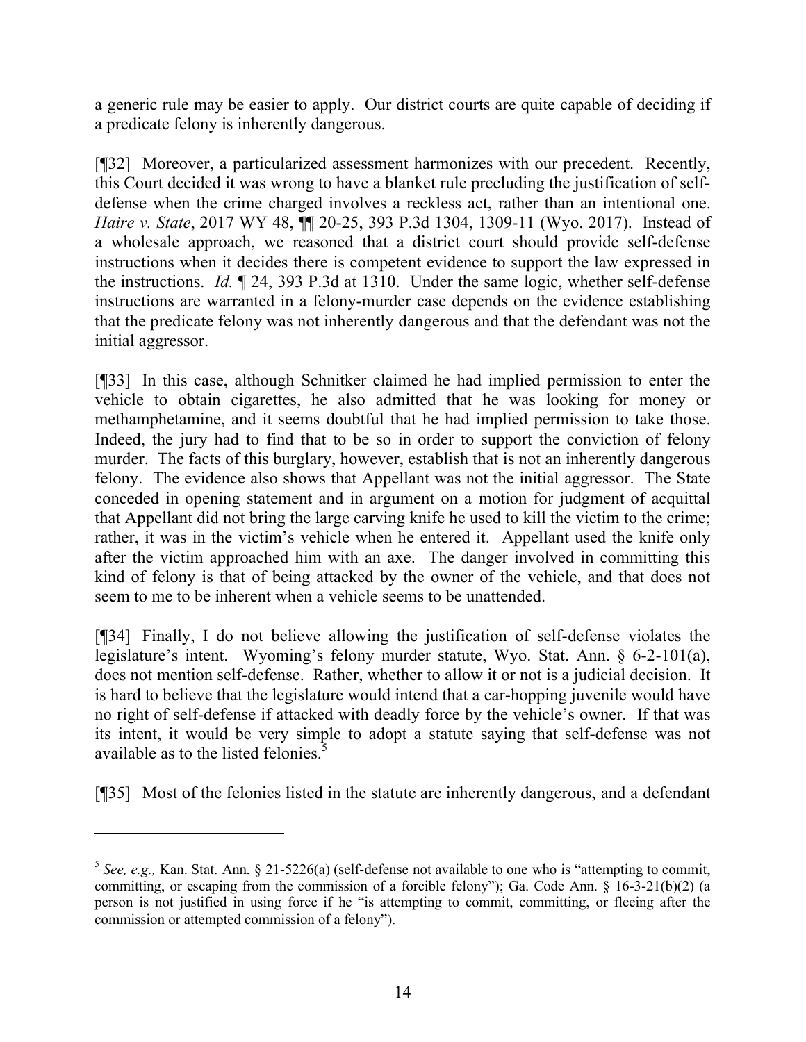a generic rule may be easier to apply. Our district courts are quite capable of deciding if a predicate felony is inherently dangerous.

[¶32] Moreover, a particularized assessment harmonizes with our precedent. Recently, this Court decided it was wrong to have a blanket rule precluding the justification of self-defense when the crime charged involves a reckless act, rather than an intentional one. *Haire v. State*, 2017 WY 48, ¶¶ 20-25, 393 P.3d 1304, 1309-11 (Wyo. 2017). Instead of a wholesale approach, we reasoned that a district court should provide self-defense instructions when it decides there is competent evidence to support the law expressed in the instructions. *Id.* ¶ 24, 393 P.3d at 1310. Under the same logic, whether self-defense instructions are warranted in a felony-murder case depends on the evidence establishing that the predicate felony was not inherently dangerous and that the defendant was not the initial aggressor.

[¶33] In this case, although Schnitker claimed he had implied permission to enter the vehicle to obtain cigarettes, he also admitted that he was looking for money or methamphetamine, and it seems doubtful that he had implied permission to take those. Indeed, the jury had to find that to be so in order to support the conviction of felony murder. The facts of this burglary, however, establish that is not an inherently dangerous felony. The evidence also shows that Appellant was not the initial aggressor. The State conceded in opening statement and in argument on a motion for judgment of acquittal that Appellant did not bring the large carving knife he used to kill the victim to the crime; rather, it was in the victim's vehicle when he entered it. Appellant used the knife only after the victim approached him with an axe. The danger involved in committing this kind of felony is that of being attacked by the owner of the vehicle, and that does not seem to me to be inherent when a vehicle seems to be unattended.

[¶34] Finally, I do not believe allowing the justification of self-defense violates the legislature's intent. Wyoming's felony murder statute, Wyo. Stat. Ann. § 6-2-101(a), does not mention self-defense. Rather, whether to allow it or not is a judicial decision. It is hard to believe that the legislature would intend that a car-hopping juvenile would have no right of self-defense if attacked with deadly force by the vehicle's owner. If that was its intent, it would be very simple to adopt a statute saying that self-defense was not available as to the listed felonies.[5]

[¶35] Most of the felonies listed in the statute are inherently dangerous, and a defendant

---

[5] *See, e.g.,* Kan. Stat. Ann. § 21-5226(a) (self-defense not available to one who is "attempting to commit, committing, or escaping from the commission of a forcible felony"); Ga. Code Ann. § 16-3-21(b)(2) (a person is not justified in using force if he "is attempting to commit, committing, or fleeing after the commission or attempted commission of a felony").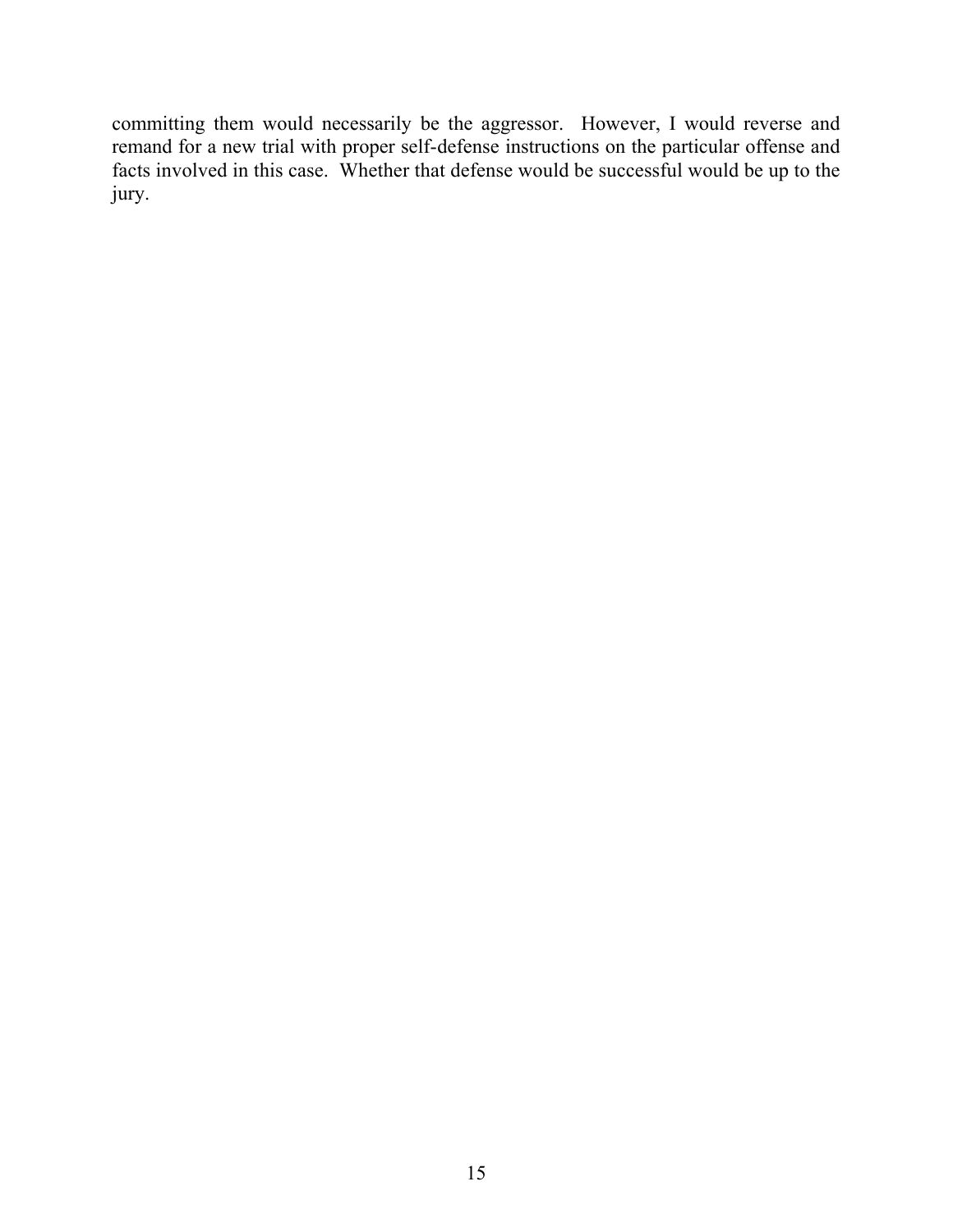committing them would necessarily be the aggressor. However, I would reverse and remand for a new trial with proper self-defense instructions on the particular offense and facts involved in this case. Whether that defense would be successful would be up to the jury.